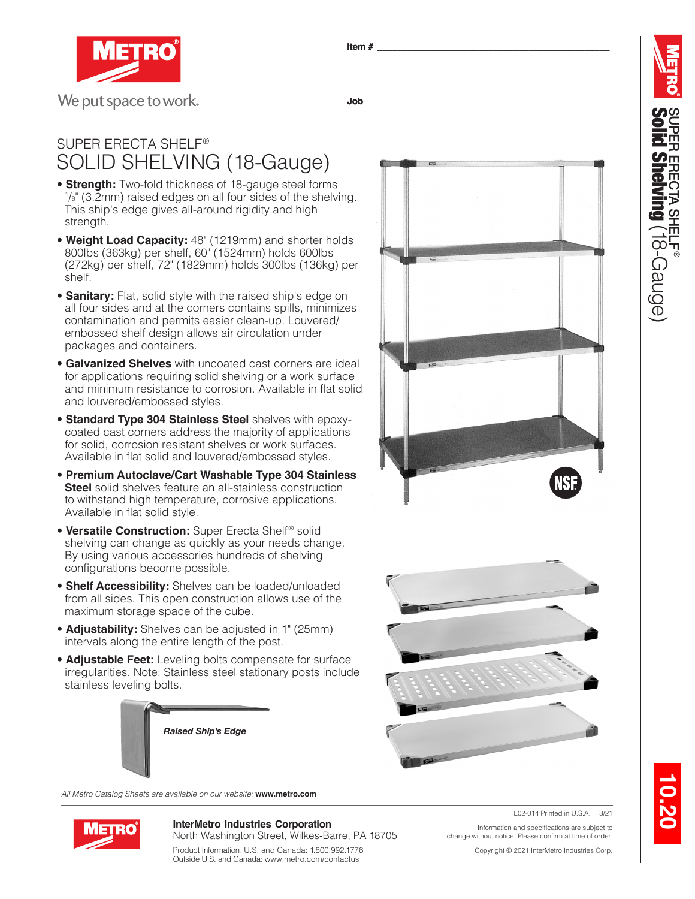Item # ___________________________

Job ___________________________

We put space to work.

# SUPER ERECTA SHELF®
# SOLID SHELVING (18-Gauge)

- **Strength:** Two-fold thickness of 18-gauge steel forms 1/8" (3.2mm) raised edges on all four sides of the shelving. This ship's edge gives all-around rigidity and high strength.
- **Weight Load Capacity:** 48" (1219mm) and shorter holds 800lbs (363kg) per shelf, 60" (1524mm) holds 600lbs (272kg) per shelf, 72" (1829mm) holds 300lbs (136kg) per shelf.
- **Sanitary:** Flat, solid style with the raised ship's edge on all four sides and at the corners contains spills, minimizes contamination and permits easier clean-up. Louvered/embossed shelf design allows air circulation under packages and containers.
- **Galvanized Shelves** with uncoated cast corners are ideal for applications requiring solid shelving or a work surface and minimum resistance to corrosion. Available in flat solid and louvered/embossed styles.
- **Standard Type 304 Stainless Steel** shelves with epoxy-coated cast corners address the majority of applications for solid, corrosion resistant shelves or work surfaces. Available in flat solid and louvered/embossed styles.
- **Premium Autoclave/Cart Washable Type 304 Stainless Steel** solid shelves feature an all-stainless construction to withstand high temperature, corrosive applications. Available in flat solid style.
- **Versatile Construction:** Super Erecta Shelf® solid shelving can change as quickly as your needs change. By using various accessories hundreds of shelving configurations become possible.
- **Shelf Accessibility:** Shelves can be loaded/unloaded from all sides. This open construction allows use of the maximum storage space of the cube.
- **Adjustability:** Shelves can be adjusted in 1" (25mm) intervals along the entire length of the post.
- **Adjustable Feet:** Leveling bolts compensate for surface irregularities. Note: Stainless steel stationary posts include stainless leveling bolts.

*Raised Ship's Edge*

*All Metro Catalog Sheets are available on our website:* **www.metro.com**

**InterMetro Industries Corporation**
North Washington Street, Wilkes-Barre, PA 18705
Product Information. U.S. and Canada: 1.800.992.1776
Outside U.S. and Canada: www.metro.com/contactus

L02-014 Printed in U.S.A. 3/21

Information and specifications are subject to change without notice. Please confirm at time of order.

Copyright © 2021 InterMetro Industries Corp.

SUPER ERECTA SHELF® **Solid Shelving** (18-Gauge)

10.20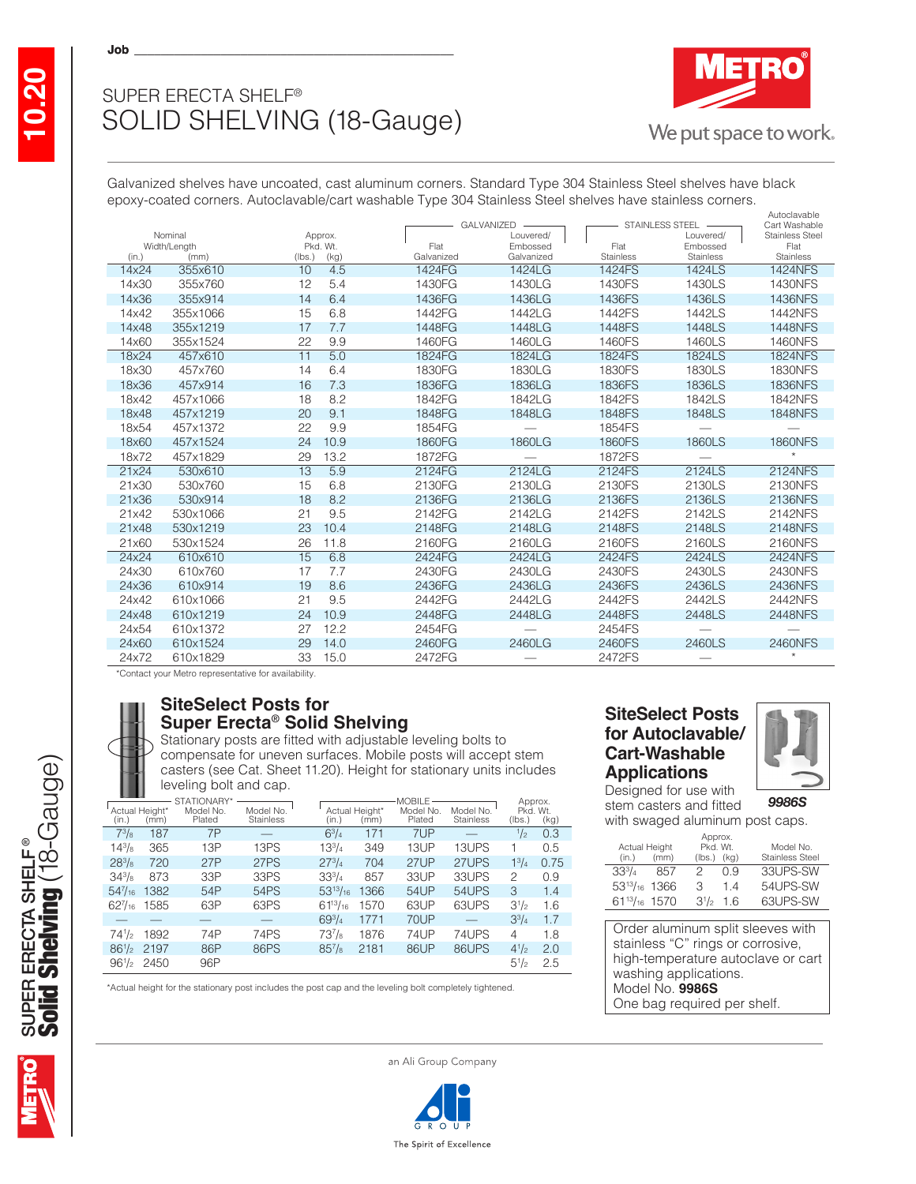Job ______________________________

SUPER ERECTA SHELF®

# SOLID SHELVING (18-Gauge)

We put space to work.

Galvanized shelves have uncoated, cast aluminum corners. Standard Type 304 Stainless Steel shelves have black epoxy-coated corners. Autoclavable/cart washable Type 304 Stainless Steel shelves have stainless corners.

| Nominal Width/Length (in.) | Nominal Width/Length (mm) | Approx. Pkd. Wt. (lbs.) | Approx. Pkd. Wt. (kg) | GALVANIZED Flat Galvanized | GALVANIZED Louvered/ Embossed Galvanized | STAINLESS STEEL Flat Stainless | STAINLESS STEEL Louvered/ Embossed Stainless | Autoclavable Cart Washable Stainless Steel Flat Stainless |
|---|---|---|---|---|---|---|---|---|
| 14x24 | 355x610 | 10 | 4.5 | 1424FG | 1424LG | 1424FS | 1424LS | 1424NFS |
| 14x30 | 355x760 | 12 | 5.4 | 1430FG | 1430LG | 1430FS | 1430LS | 1430NFS |
| 14x36 | 355x914 | 14 | 6.4 | 1436FG | 1436LG | 1436FS | 1436LS | 1436NFS |
| 14x42 | 355x1066 | 15 | 6.8 | 1442FG | 1442LG | 1442FS | 1442LS | 1442NFS |
| 14x48 | 355x1219 | 17 | 7.7 | 1448FG | 1448LG | 1448FS | 1448LS | 1448NFS |
| 14x60 | 355x1524 | 22 | 9.9 | 1460FG | 1460LG | 1460FS | 1460LS | 1460NFS |
| 18x24 | 457x610 | 11 | 5.0 | 1824FG | 1824LG | 1824FS | 1824LS | 1824NFS |
| 18x30 | 457x760 | 14 | 6.4 | 1830FG | 1830LG | 1830FS | 1830LS | 1830NFS |
| 18x36 | 457x914 | 16 | 7.3 | 1836FG | 1836LG | 1836FS | 1836LS | 1836NFS |
| 18x42 | 457x1066 | 18 | 8.2 | 1842FG | 1842LG | 1842FS | 1842LS | 1842NFS |
| 18x48 | 457x1219 | 20 | 9.1 | 1848FG | 1848LG | 1848FS | 1848LS | 1848NFS |
| 18x54 | 457x1372 | 22 | 9.9 | 1854FG | — | 1854FS | — | — |
| 18x60 | 457x1524 | 24 | 10.9 | 1860FG | 1860LG | 1860FS | 1860LS | 1860NFS |
| 18x72 | 457x1829 | 29 | 13.2 | 1872FG | — | 1872FS | — | * |
| 21x24 | 530x610 | 13 | 5.9 | 2124FG | 2124LG | 2124FS | 2124LS | 2124NFS |
| 21x30 | 530x760 | 15 | 6.8 | 2130FG | 2130LG | 2130FS | 2130LS | 2130NFS |
| 21x36 | 530x914 | 18 | 8.2 | 2136FG | 2136LG | 2136FS | 2136LS | 2136NFS |
| 21x42 | 530x1066 | 21 | 9.5 | 2142FG | 2142LG | 2142FS | 2142LS | 2142NFS |
| 21x48 | 530x1219 | 23 | 10.4 | 2148FG | 2148LG | 2148FS | 2148LS | 2148NFS |
| 21x60 | 530x1524 | 26 | 11.8 | 2160FG | 2160LG | 2160FS | 2160LS | 2160NFS |
| 24x24 | 610x610 | 15 | 6.8 | 2424FG | 2424LG | 2424FS | 2424LS | 2424NFS |
| 24x30 | 610x760 | 17 | 7.7 | 2430FG | 2430LG | 2430FS | 2430LS | 2430NFS |
| 24x36 | 610x914 | 19 | 8.6 | 2436FG | 2436LG | 2436FS | 2436LS | 2436NFS |
| 24x42 | 610x1066 | 21 | 9.5 | 2442FG | 2442LG | 2442FS | 2442LS | 2442NFS |
| 24x48 | 610x1219 | 24 | 10.9 | 2448FG | 2448LG | 2448FS | 2448LS | 2448NFS |
| 24x54 | 610x1372 | 27 | 12.2 | 2454FG | — | 2454FS | — | — |
| 24x60 | 610x1524 | 29 | 14.0 | 2460FG | 2460LG | 2460FS | 2460LS | 2460NFS |
| 24x72 | 610x1829 | 33 | 15.0 | 2472FG | — | 2472FS | — | * |

*Contact your Metro representative for availability.

## SiteSelect Posts for Super Erecta® Solid Shelving

Stationary posts are fitted with adjustable leveling bolts to compensate for uneven surfaces. Mobile posts will accept stem casters (see Cat. Sheet 11.20). Height for stationary units includes leveling bolt and cap.

| STATIONARY* Actual Height* (in.) | STATIONARY* Actual Height* (mm) | STATIONARY* Model No. Plated | STATIONARY* Model No. Stainless | MOBILE Actual Height* (in.) | MOBILE Actual Height* (mm) | MOBILE Model No. Plated | MOBILE Model No. Stainless | Approx. Pkd. Wt. (lbs.) | Approx. Pkd. Wt. (kg) |
|---|---|---|---|---|---|---|---|---|---|
| 7 3/8 | 187 | 7P | — | 6 3/4 | 171 | 7UP | — | 1/2 | 0.3 |
| 14 3/8 | 365 | 13P | 13PS | 13 3/4 | 349 | 13UP | 13UPS | 1 | 0.5 |
| 28 3/8 | 720 | 27P | 27PS | 27 3/4 | 704 | 27UP | 27UPS | 1 3/4 | 0.75 |
| 34 3/8 | 873 | 33P | 33PS | 33 3/4 | 857 | 33UP | 33UPS | 2 | 0.9 |
| 54 7/16 | 1382 | 54P | 54PS | 53 13/16 | 1366 | 54UP | 54UPS | 3 | 1.4 |
| 62 7/16 | 1585 | 63P | 63PS | 61 13/16 | 1570 | 63UP | 63UPS | 3 1/2 | 1.6 |
| — | — | — | — | 69 3/4 | 1771 | 70UP | — | 3 3/4 | 1.7 |
| 74 1/2 | 1892 | 74P | 74PS | 73 7/8 | 1876 | 74UP | 74UPS | 4 | 1.8 |
| 86 1/2 | 2197 | 86P | 86PS | 85 7/8 | 2181 | 86UP | 86UPS | 4 1/2 | 2.0 |
| 96 1/2 | 2450 | 96P | | | | | | 5 1/2 | 2.5 |

*Actual height for the stationary post includes the post cap and the leveling bolt completely tightened.

## SiteSelect Posts for Autoclavable/ Cart-Washable Applications

Designed for use with stem casters and fitted with swaged aluminum post caps.

**9986S**

| Actual Height (in.) | Actual Height (mm) | Approx. Pkd. Wt. (lbs.) | Approx. Pkd. Wt. (kg) | Model No. Stainless Steel |
|---|---|---|---|---|
| 33 3/4 | 857 | 2 | 0.9 | 33UPS-SW |
| 53 13/16 | 1366 | 3 | 1.4 | 54UPS-SW |
| 61 13/16 | 1570 | 3 1/2 | 1.6 | 63UPS-SW |

Order aluminum split sleeves with stainless "C" rings or corrosive, high-temperature autoclave or cart washing applications.
Model No. **9986S**
One bag required per shelf.

an Ali Group Company

The Spirit of Excellence